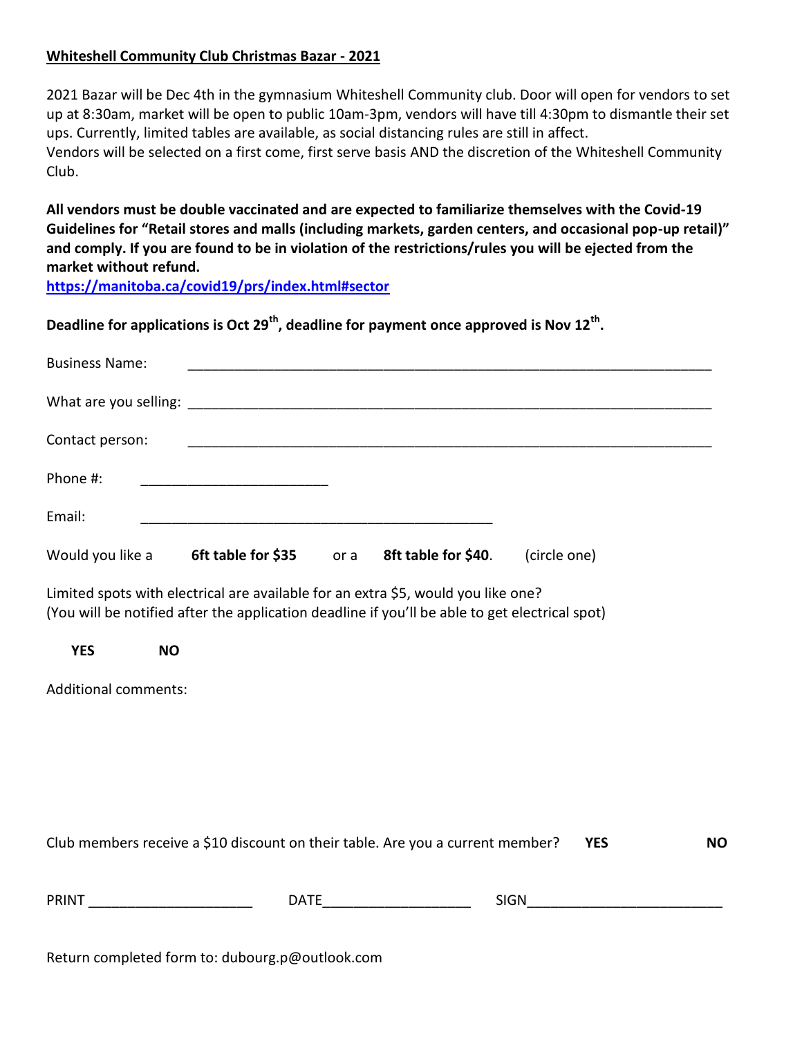**Whiteshell Community Club Christmas Bazar - 2021**

2021 Bazar will be Dec 4th in the gymnasium Whiteshell Community club. Door will open for vendors to set up at 8:30am, market will be open to public 10am-3pm, vendors will have till 4:30pm to dismantle their set ups. Currently, limited tables are available, as social distancing rules are still in affect.
Vendors will be selected on a first come, first serve basis AND the discretion of the Whiteshell Community Club.

**All vendors must be double vaccinated and are expected to familiarize themselves with the Covid-19 Guidelines for "Retail stores and malls (including markets, garden centers, and occasional pop-up retail)" and comply. If you are found to be in violation of the restrictions/rules you will be ejected from the market without refund.**
**https://manitoba.ca/covid19/prs/index.html#sector**

**Deadline for applications is Oct 29th, deadline for payment once approved is Nov 12th.**

Business Name: ______________________________________________________________________

What are you selling: ______________________________________________________________________

Contact person: ______________________________________________________________________

Phone #: _________________________

Email: ______________________________________________

Would you like a **6ft table for $35** or a **8ft table for $40**. (circle one)

Limited spots with electrical are available for an extra $5, would you like one?
(You will be notified after the application deadline if you'll be able to get electrical spot)

**YES** **NO**

Additional comments:

Club members receive a $10 discount on their table. Are you a current member? **YES** **NO**

PRINT _____________________ DATE __________________ SIGN _________________________

Return completed form to: dubourg.p@outlook.com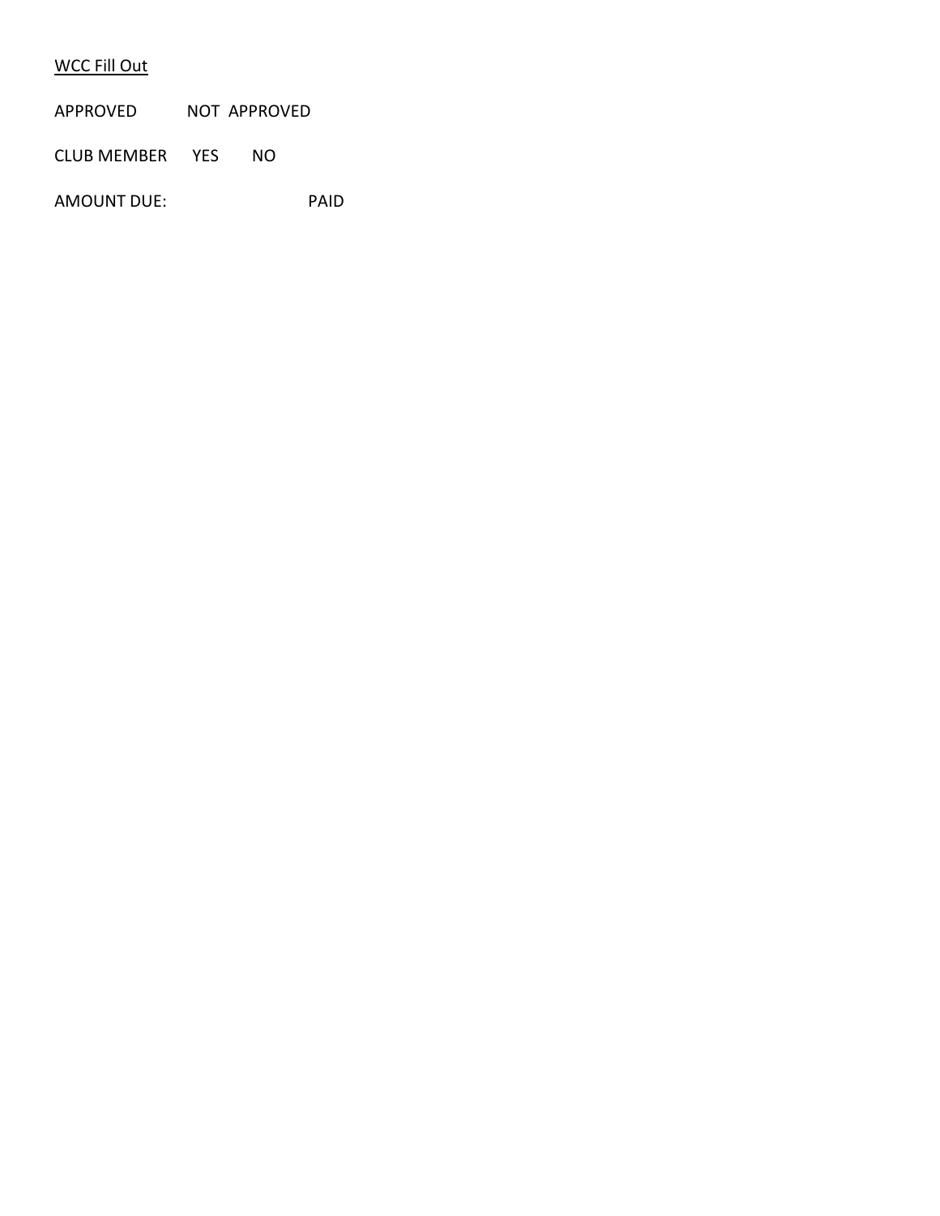<u>WCC Fill Out</u>

APPROVED NOT APPROVED

CLUB MEMBER YES NO

AMOUNT DUE: PAID